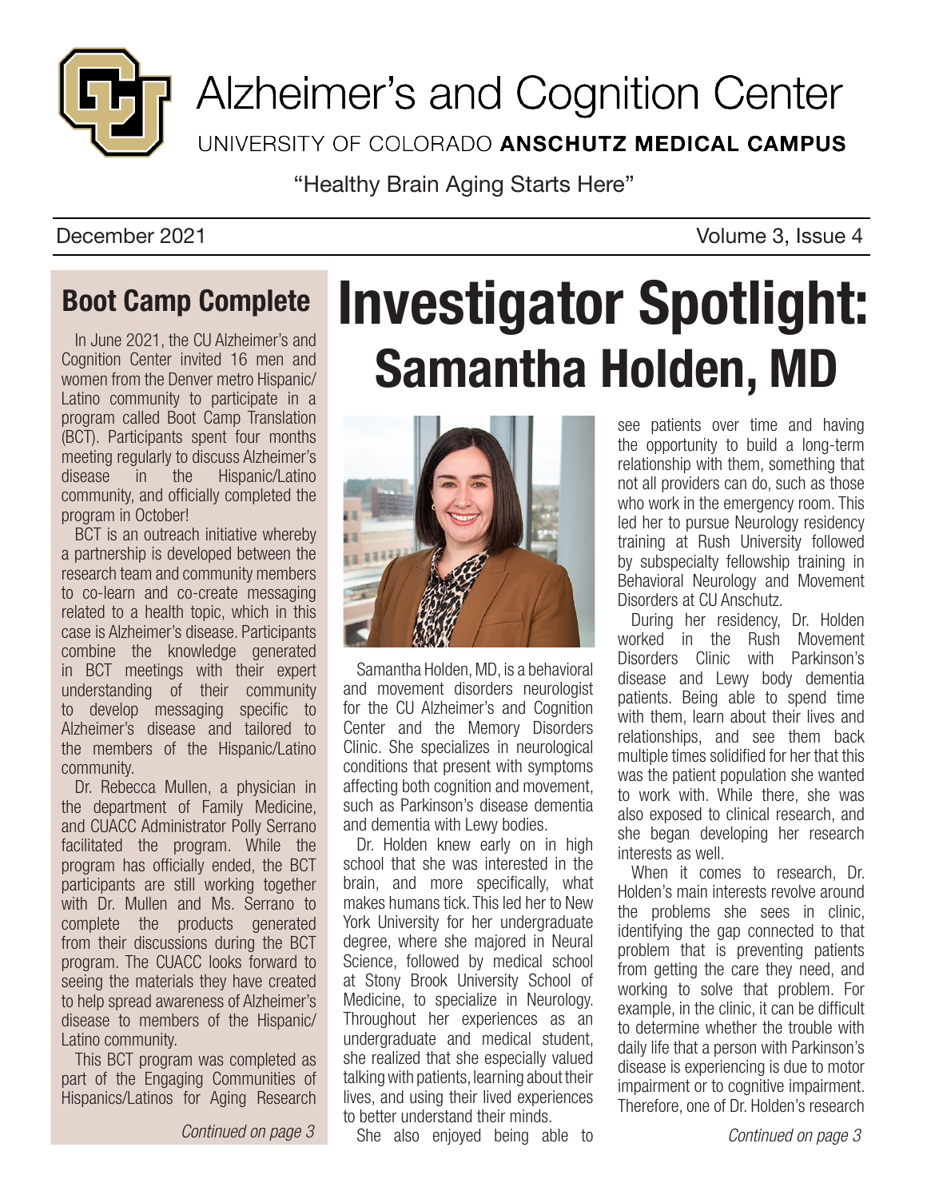# Alzheimer's and Cognition Center

UNIVERSITY OF COLORADO **ANSCHUTZ MEDICAL CAMPUS**

"Healthy Brain Aging Starts Here"

December 2021 Volume 3, Issue 4

## Boot Camp Complete

In June 2021, the CU Alzheimer's and Cognition Center invited 16 men and women from the Denver metro Hispanic/Latino community to participate in a program called Boot Camp Translation (BCT). Participants spent four months meeting regularly to discuss Alzheimer's disease in the Hispanic/Latino community, and officially completed the program in October!

BCT is an outreach initiative whereby a partnership is developed between the research team and community members to co-learn and co-create messaging related to a health topic, which in this case is Alzheimer's disease. Participants combine the knowledge generated in BCT meetings with their expert understanding of their community to develop messaging specific to Alzheimer's disease and tailored to the members of the Hispanic/Latino community.

Dr. Rebecca Mullen, a physician in the department of Family Medicine, and CUACC Administrator Polly Serrano facilitated the program. While the program has officially ended, the BCT participants are still working together with Dr. Mullen and Ms. Serrano to complete the products generated from their discussions during the BCT program. The CUACC looks forward to seeing the materials they have created to help spread awareness of Alzheimer's disease to members of the Hispanic/Latino community.

This BCT program was completed as part of the Engaging Communities of Hispanics/Latinos for Aging Research

*Continued on page 3*

# Investigator Spotlight: Samantha Holden, MD

Samantha Holden, MD, is a behavioral and movement disorders neurologist for the CU Alzheimer's and Cognition Center and the Memory Disorders Clinic. She specializes in neurological conditions that present with symptoms affecting both cognition and movement, such as Parkinson's disease dementia and dementia with Lewy bodies.

Dr. Holden knew early on in high school that she was interested in the brain, and more specifically, what makes humans tick. This led her to New York University for her undergraduate degree, where she majored in Neural Science, followed by medical school at Stony Brook University School of Medicine, to specialize in Neurology. Throughout her experiences as an undergraduate and medical student, she realized that she especially valued talking with patients, learning about their lives, and using their lived experiences to better understand their minds.

She also enjoyed being able to see patients over time and having the opportunity to build a long-term relationship with them, something that not all providers can do, such as those who work in the emergency room. This led her to pursue Neurology residency training at Rush University followed by subspecialty fellowship training in Behavioral Neurology and Movement Disorders at CU Anschutz.

During her residency, Dr. Holden worked in the Rush Movement Disorders Clinic with Parkinson's disease and Lewy body dementia patients. Being able to spend time with them, learn about their lives and relationships, and see them back multiple times solidified for her that this was the patient population she wanted to work with. While there, she was also exposed to clinical research, and she began developing her research interests as well.

When it comes to research, Dr. Holden's main interests revolve around the problems she sees in clinic, identifying the gap connected to that problem that is preventing patients from getting the care they need, and working to solve that problem. For example, in the clinic, it can be difficult to determine whether the trouble with daily life that a person with Parkinson's disease is experiencing is due to motor impairment or to cognitive impairment. Therefore, one of Dr. Holden's research

*Continued on page 3*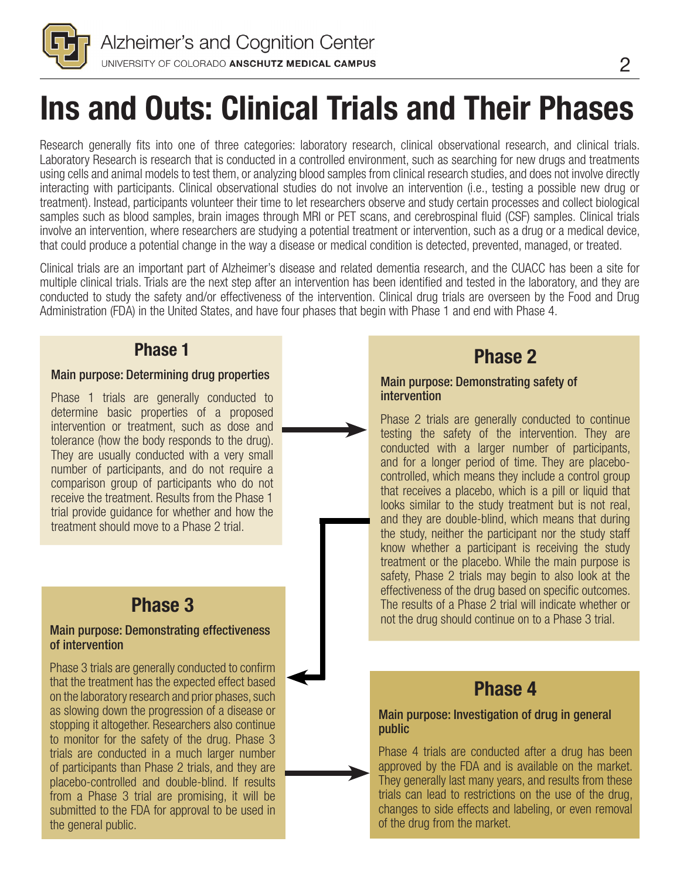# Ins and Outs: Clinical Trials and Their Phases

Research generally fits into one of three categories: laboratory research, clinical observational research, and clinical trials. Laboratory Research is research that is conducted in a controlled environment, such as searching for new drugs and treatments using cells and animal models to test them, or analyzing blood samples from clinical research studies, and does not involve directly interacting with participants. Clinical observational studies do not involve an intervention (i.e., testing a possible new drug or treatment). Instead, participants volunteer their time to let researchers observe and study certain processes and collect biological samples such as blood samples, brain images through MRI or PET scans, and cerebrospinal fluid (CSF) samples. Clinical trials involve an intervention, where researchers are studying a potential treatment or intervention, such as a drug or a medical device, that could produce a potential change in the way a disease or medical condition is detected, prevented, managed, or treated.

Clinical trials are an important part of Alzheimer's disease and related dementia research, and the CUACC has been a site for multiple clinical trials. Trials are the next step after an intervention has been identified and tested in the laboratory, and they are conducted to study the safety and/or effectiveness of the intervention. Clinical drug trials are overseen by the Food and Drug Administration (FDA) in the United States, and have four phases that begin with Phase 1 and end with Phase 4.

## Phase 1

**Main purpose: Determining drug properties**

Phase 1 trials are generally conducted to determine basic properties of a proposed intervention or treatment, such as dose and tolerance (how the body responds to the drug). They are usually conducted with a very small number of participants, and do not require a comparison group of participants who do not receive the treatment. Results from the Phase 1 trial provide guidance for whether and how the treatment should move to a Phase 2 trial.

## Phase 2

**Main purpose: Demonstrating safety of intervention**

Phase 2 trials are generally conducted to continue testing the safety of the intervention. They are conducted with a larger number of participants, and for a longer period of time. They are placebo-controlled, which means they include a control group that receives a placebo, which is a pill or liquid that looks similar to the study treatment but is not real, and they are double-blind, which means that during the study, neither the participant nor the study staff know whether a participant is receiving the study treatment or the placebo. While the main purpose is safety, Phase 2 trials may begin to also look at the effectiveness of the drug based on specific outcomes. The results of a Phase 2 trial will indicate whether or not the drug should continue on to a Phase 3 trial.

## Phase 3

**Main purpose: Demonstrating effectiveness of intervention**

Phase 3 trials are generally conducted to confirm that the treatment has the expected effect based on the laboratory research and prior phases, such as slowing down the progression of a disease or stopping it altogether. Researchers also continue to monitor for the safety of the drug. Phase 3 trials are conducted in a much larger number of participants than Phase 2 trials, and they are placebo-controlled and double-blind. If results from a Phase 3 trial are promising, it will be submitted to the FDA for approval to be used in the general public.

## Phase 4

**Main purpose: Investigation of drug in general public**

Phase 4 trials are conducted after a drug has been approved by the FDA and is available on the market. They generally last many years, and results from these trials can lead to restrictions on the use of the drug, changes to side effects and labeling, or even removal of the drug from the market.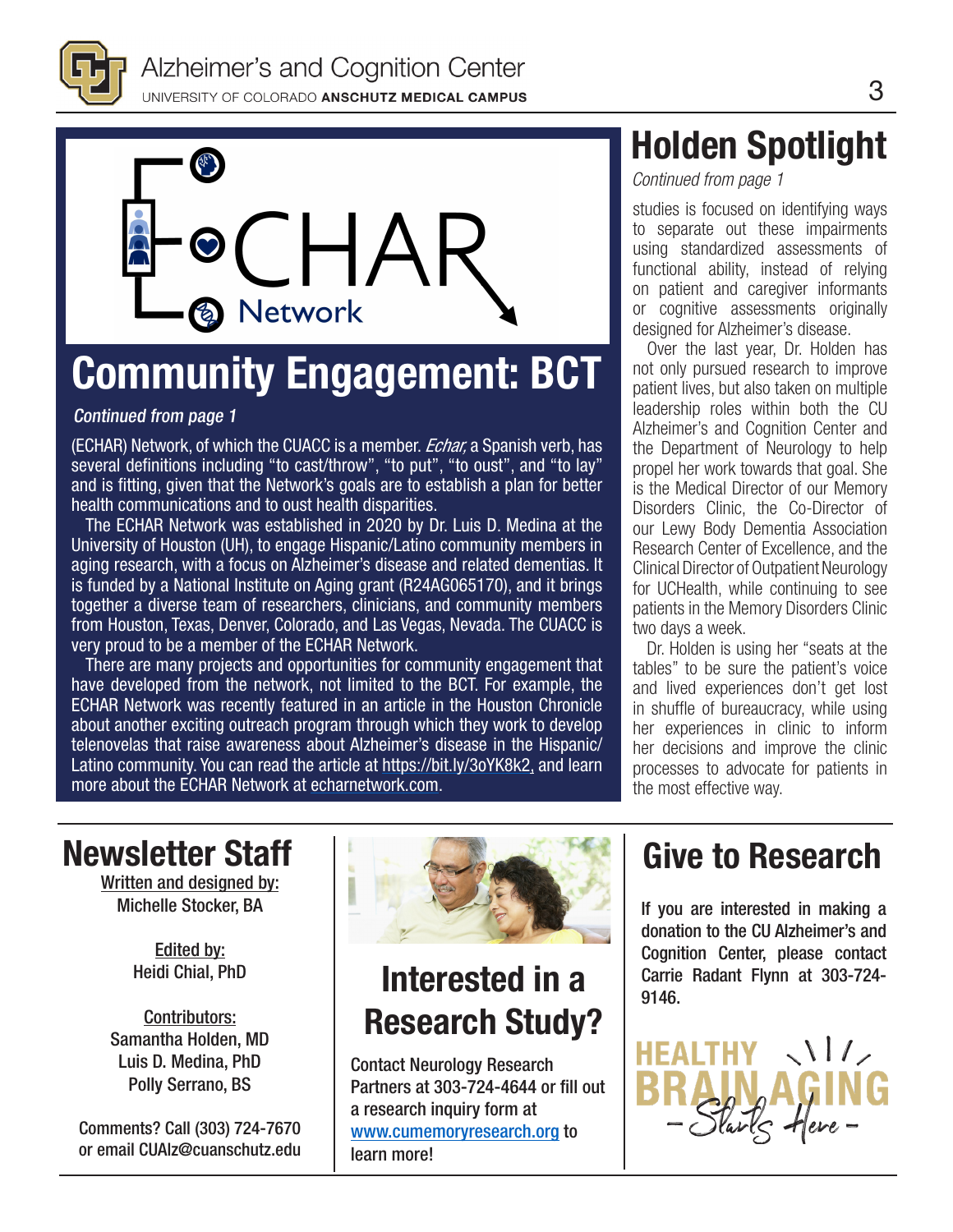ECHAR Network

## Community Engagement: BCT

*Continued from page 1*

(ECHAR) Network, of which the CUACC is a member. *Echar,* a Spanish verb, has several definitions including "to cast/throw", "to put", "to oust", and "to lay" and is fitting, given that the Network's goals are to establish a plan for better health communications and to oust health disparities.

The ECHAR Network was established in 2020 by Dr. Luis D. Medina at the University of Houston (UH), to engage Hispanic/Latino community members in aging research, with a focus on Alzheimer's disease and related dementias. It is funded by a National Institute on Aging grant (R24AG065170), and it brings together a diverse team of researchers, clinicians, and community members from Houston, Texas, Denver, Colorado, and Las Vegas, Nevada. The CUACC is very proud to be a member of the ECHAR Network.

There are many projects and opportunities for community engagement that have developed from the network, not limited to the BCT. For example, the ECHAR Network was recently featured in an article in the Houston Chronicle about another exciting outreach program through which they work to develop telenovelas that raise awareness about Alzheimer's disease in the Hispanic/Latino community. You can read the article at https://bit.ly/3oYK8k2, and learn more about the ECHAR Network at echarnetwork.com.

## Holden Spotlight

*Continued from page 1*

studies is focused on identifying ways to separate out these impairments using standardized assessments of functional ability, instead of relying on patient and caregiver informants or cognitive assessments originally designed for Alzheimer's disease.

Over the last year, Dr. Holden has not only pursued research to improve patient lives, but also taken on multiple leadership roles within both the CU Alzheimer's and Cognition Center and the Department of Neurology to help propel her work towards that goal. She is the Medical Director of our Memory Disorders Clinic, the Co-Director of our Lewy Body Dementia Association Research Center of Excellence, and the Clinical Director of Outpatient Neurology for UCHealth, while continuing to see patients in the Memory Disorders Clinic two days a week.

Dr. Holden is using her "seats at the tables" to be sure the patient's voice and lived experiences don't get lost in shuffle of bureaucracy, while using her experiences in clinic to inform her decisions and improve the clinic processes to advocate for patients in the most effective way.

## Newsletter Staff

Written and designed by:
Michelle Stocker, BA

Edited by:
Heidi Chial, PhD

Contributors:
Samantha Holden, MD
Luis D. Medina, PhD
Polly Serrano, BS

Comments? Call (303) 724-7670 or email CUAlz@cuanschutz.edu

## Interested in a Research Study?

Contact Neurology Research Partners at 303-724-4644 or fill out a research inquiry form at www.cumemoryresearch.org to learn more!

## Give to Research

**If you are interested in making a donation to the CU Alzheimer's and Cognition Center, please contact Carrie Radant Flynn at 303-724-9146.**

HEALTHY BRAIN AGING
– Starts Here –